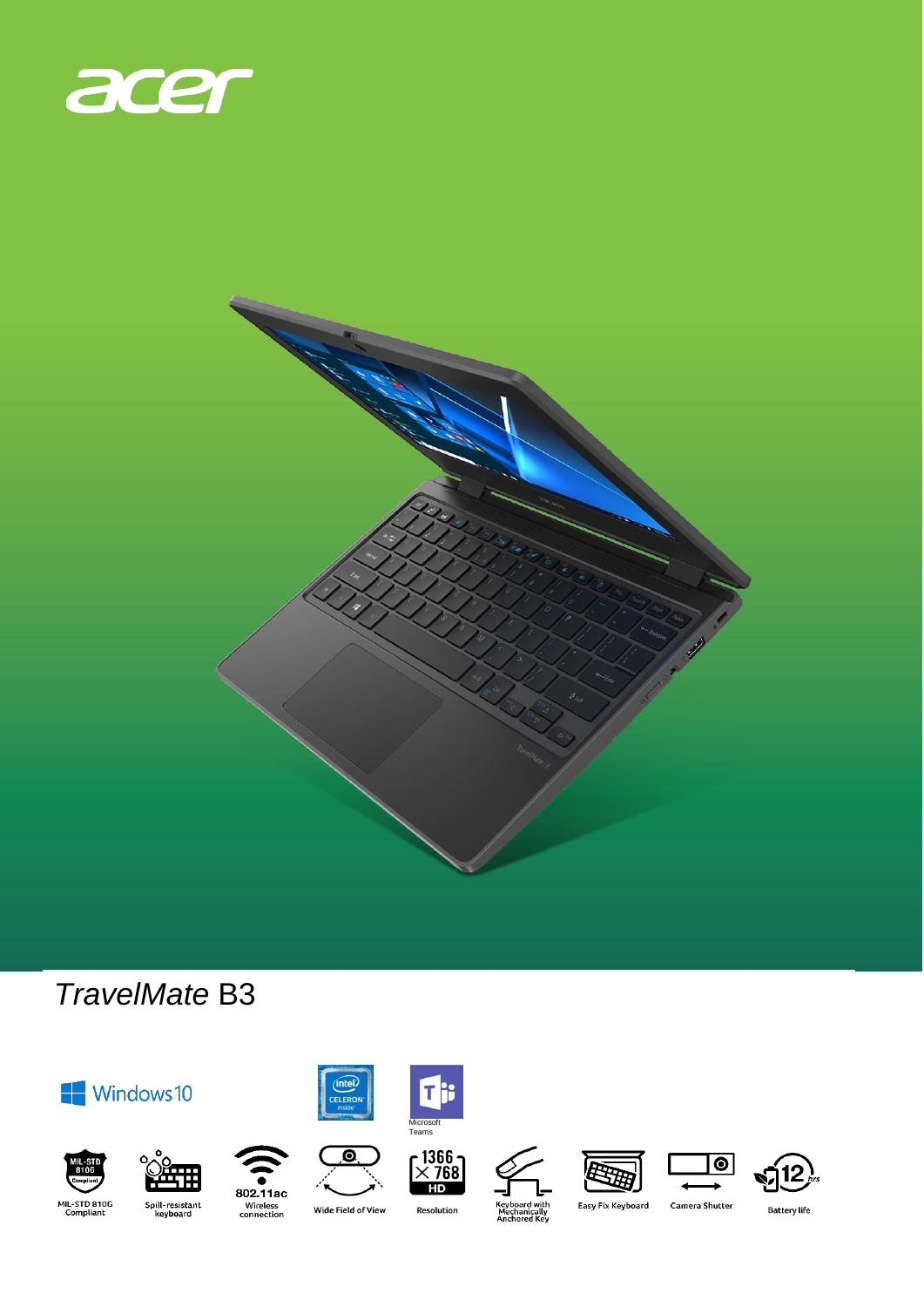acer

# *TravelMate* B3

Windows 10

Microsoft Teams

- MIL-STD 810G Compliant
- Spill-resistant keyboard
- 802.11ac Wireless connection
- Wide Field of View
- 1366 × 768 HD Resolution
- Keyboard with Mechanically Anchored Key
- Easy Fix Keyboard
- Camera Shutter
- 12 hrs Battery life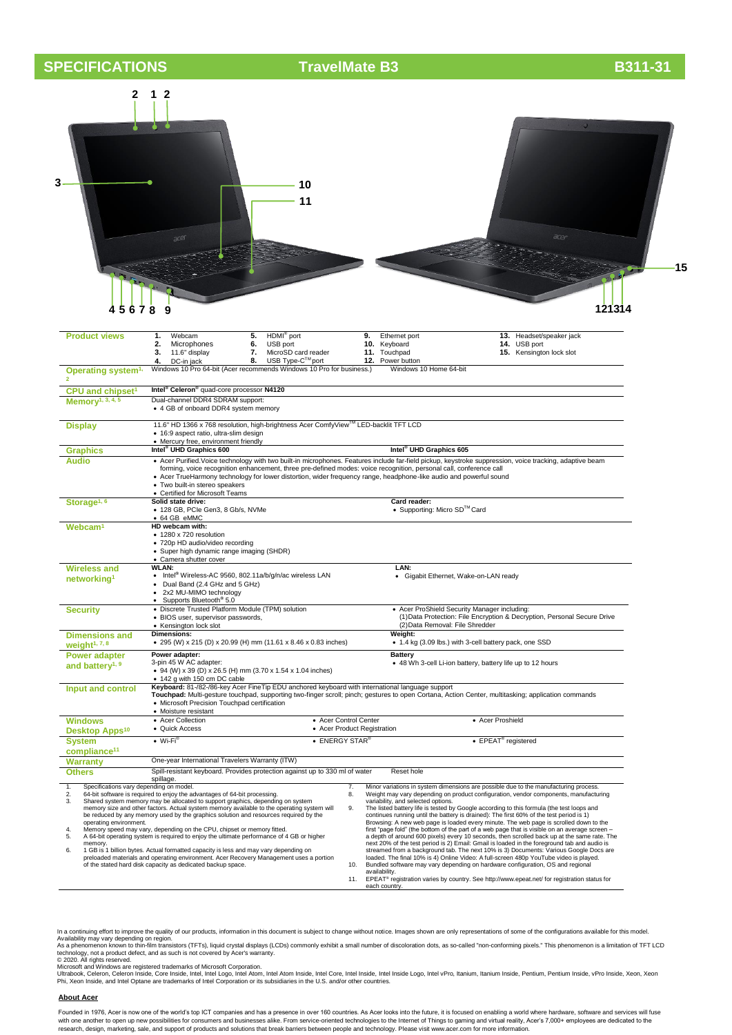## SPECIFICATIONS — TravelMate B3 — B311-31

2 1 2

3

10

11

15

4 5 6 7 8 9

12 13 14

| | | | |
|---|---|---|---|
| **Product views** | 1. Webcam<br>2. Microphones<br>3. 11.6" display<br>4. DC-in jack<br>5. HDMI® port<br>6. USB port<br>7. MicroSD card reader<br>8. USB Type-C™ port | 9. Ethernet port<br>10. Keyboard<br>11. Touchpad<br>12. Power button | 13. Headset/speaker jack<br>14. USB port<br>15. Kensington lock slot |
| **Operating system**[1, 2] | Windows 10 Pro 64-bit (Acer recommends Windows 10 Pro for business.) | Windows 10 Home 64-bit | |
| **CPU and chipset**[1] | Intel® Celeron® quad-core processor **N4120** | | |
| **Memory**[1, 3, 4, 5] | Dual-channel DDR4 SDRAM support:<br>• 4 GB of onboard DDR4 system memory | | |
| **Display** | 11.6" HD 1366 x 768 resolution, high-brightness Acer ComfyView™ LED-backlit TFT LCD<br>• 16:9 aspect ratio, ultra-slim design<br>• Mercury free, environment friendly | | |
| **Graphics** | **Intel® UHD Graphics 600** | **Intel® UHD Graphics 605** | |
| **Audio** | • Acer Purified.Voice technology with two built-in microphones. Features include far-field pickup, keystroke suppression, voice tracking, adaptive beam forming, voice recognition enhancement, three pre-defined modes: voice recognition, personal call, conference call<br>• Acer TrueHarmony technology for lower distortion, wider frequency range, headphone-like audio and powerful sound<br>• Two built-in stereo speakers<br>• Certified for Microsoft Teams | | |
| **Storage**[1, 6] | **Solid state drive:**<br>• 128 GB, PCIe Gen3, 8 Gb/s, NVMe<br>• 64 GB eMMC | **Card reader:**<br>• Supporting: Micro SD™ Card | |
| **Webcam**[1] | **HD webcam with:**<br>• 1280 x 720 resolution<br>• 720p HD audio/video recording<br>• Super high dynamic range imaging (SHDR)<br>• Camera shutter cover | | |
| **Wireless and networking**[1] | **WLAN:**<br>• Intel® Wireless-AC 9560, 802.11a/b/g/n/ac wireless LAN<br>• Dual Band (2.4 GHz and 5 GHz)<br>• 2x2 MU-MIMO technology<br>• Supports Bluetooth® 5.0 | **LAN:**<br>• Gigabit Ethernet, Wake-on-LAN ready | |
| **Security** | • Discrete Trusted Platform Module (TPM) solution<br>• BIOS user, supervisor passwords,<br>• Kensington lock slot | • Acer ProShield Security Manager including:<br>(1)Data Protection: File Encryption & Decryption, Personal Secure Drive<br>(2)Data Removal: File Shredder | |
| **Dimensions and weight**[1, 7, 8] | **Dimensions:**<br>• 295 (W) x 215 (D) x 20.99 (H) mm (11.61 x 8.46 x 0.83 inches) | **Weight:**<br>• 1.4 kg (3.09 lbs.) with 3-cell battery pack, one SSD | |
| **Power adapter and battery**[1, 9] | **Power adapter:**<br>3-pin 45 W AC adapter:<br>• 94 (W) x 39 (D) x 26.5 (H) mm (3.70 x 1.54 x 1.04 inches)<br>• 142 g with 150 cm DC cable | **Battery**<br>• 48 Wh 3-cell Li-ion battery, battery life up to 12 hours | |
| **Input and control** | **Keyboard:** 81-/82-/86-key Acer FineTip EDU anchored keyboard with international language support<br>**Touchpad:** Multi-gesture touchpad, supporting two-finger scroll; pinch; gestures to open Cortana, Action Center, multitasking; application commands<br>• Microsoft Precision Touchpad certification<br>• Moisture resistant | | |
| **Windows Desktop Apps**[10] | • Acer Collection<br>• Quick Access | • Acer Control Center<br>• Acer Product Registration | • Acer Proshield |
| **System compliance**[11] | • Wi-Fi® | • ENERGY STAR® | • EPEAT® registered |
| **Warranty** | One-year International Travelers Warranty (ITW) | | |
| **Others** | Spill-resistant keyboard. Provides protection against up to 330 ml of water spillage. | Reset hole | |

1. Specifications vary depending on model.
2. 64-bit software is required to enjoy the advantages of 64-bit processing.
3. Shared system memory may be allocated to support graphics, depending on system memory size and other factors. Actual system memory available to the operating system will be reduced by any memory used by the graphics solution and resources required by the operating environment.
4. Memory speed may vary, depending on the CPU, chipset or memory fitted.
5. A 64-bit operating system is required to enjoy the ultimate performance of 4 GB or higher memory.
6. 1 GB is 1 billion bytes. Actual formatted capacity is less and may vary depending on preloaded materials and operating environment. Acer Recovery Management uses a portion of the stated hard disk capacity as dedicated backup space.
7. Minor variations in system dimensions are possible due to the manufacturing process.
8. Weight may vary depending on product configuration, vendor components, manufacturing variability, and selected options.
9. The listed battery life is tested by Google according to this formula (the test loops and continues running until the battery is drained): The first 60% of the test period is 1) Browsing: A new web page is loaded every minute. The web page is scrolled down to the first "page fold" (the bottom of the part of a web page that is visible on an average screen – a depth of around 600 pixels) every 10 seconds, then scrolled back up at the same rate. The next 20% of the test period is 2) Email: Gmail is loaded in the foreground tab and audio is streamed from a background tab. The next 10% is 3) Documents: Various Google Docs are loaded. The final 10% is 4) Online Video: A full-screen 480p YouTube video is played.
10. Bundled software may vary depending on hardware configuration, OS and regional availability.
11. EPEAT® registration varies by country. See http://www.epeat.net/ for registration status for each country.

In a continuing effort to improve the quality of our products, information in this document is subject to change without notice. Images shown are only representations of some of the configurations available for this model. Availability may vary depending on region.
As a phenomenon known to thin-film transistors (TFTs), liquid crystal displays (LCDs) commonly exhibit a small number of discoloration dots, as so-called "non-conforming pixels." This phenomenon is a limitation of TFT LCD technology, not a product defect, and as such is not covered by Acer's warranty.
© 2020. All rights reserved.
Microsoft and Windows are registered trademarks of Microsoft Corporation.
Ultrabook, Celeron, Celeron Inside, Core Inside, Intel, Intel Logo, Intel Atom, Intel Atom Inside, Intel Core, Intel Inside, Intel Inside Logo, Intel vPro, Itanium, Itanium Inside, Pentium, Pentium Inside, vPro Inside, Xeon, Xeon Phi, Xeon Inside, and Intel Optane are trademarks of Intel Corporation or its subsidiaries in the U.S. and/or other countries.

**About Acer**

Founded in 1976, Acer is now one of the world's top ICT companies and has a presence in over 160 countries. As Acer looks into the future, it is focused on enabling a world where hardware, software and services will fuse with one another to open up new possibilities for consumers and businesses alike. From service-oriented technologies to the Internet of Things to gaming and virtual reality, Acer's 7,000+ employees are dedicated to the research, design, marketing, sale, and support of products and solutions that break barriers between people and technology. Please visit www.acer.com for more information.